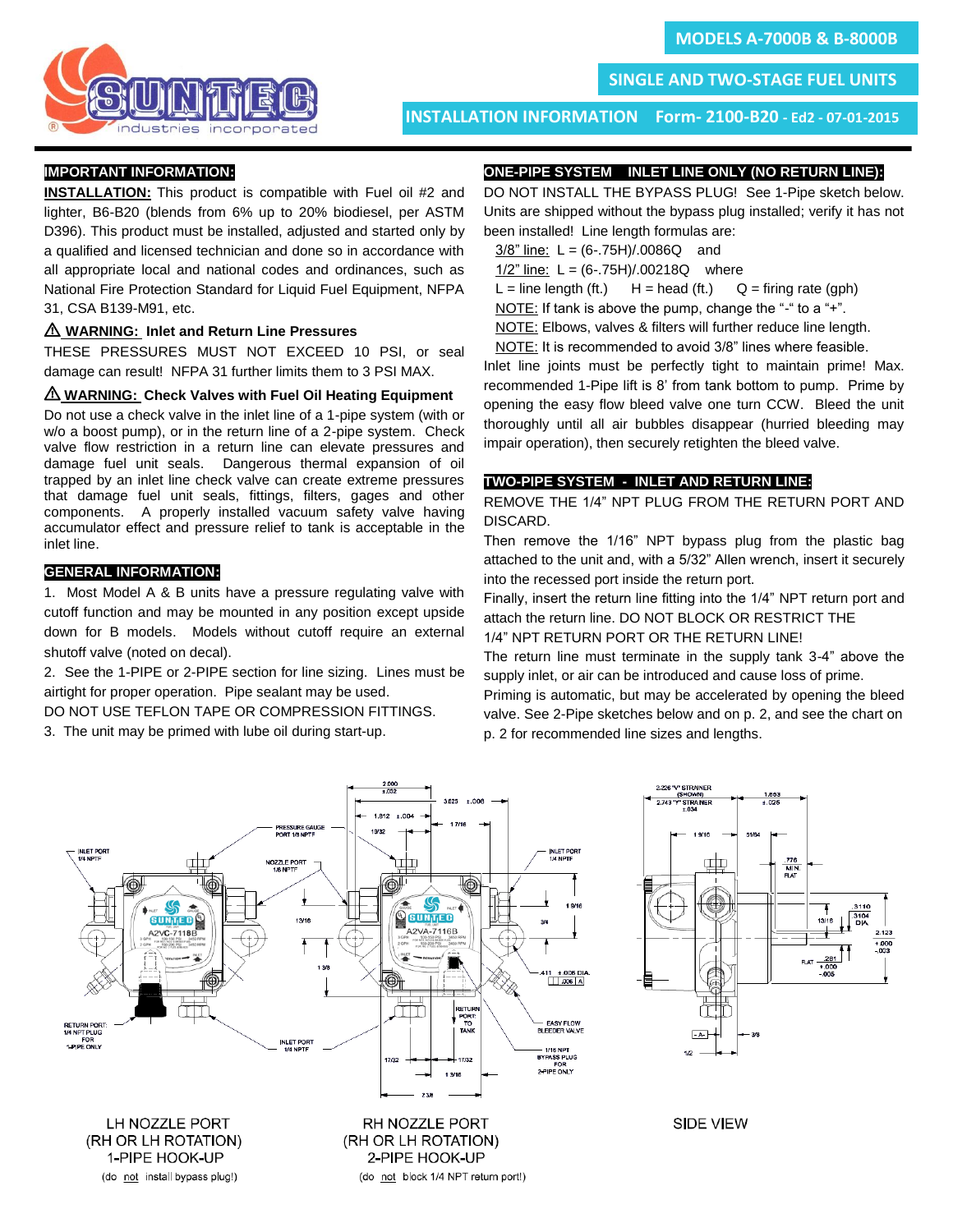# MODELS A-7000B & B-8000B

## SINGLE AND TWO-STAGE FUEL UNITS

**INSTALLATION INFORMATION Form- 2100-B20 - Ed2 - 07-01-2015**

SUNTEC industries incorporated

## IMPORTANT INFORMATION:

**INSTALLATION:** This product is compatible with Fuel oil #2 and lighter, B6-B20 (blends from 6% up to 20% biodiesel, per ASTM D396). This product must be installed, adjusted and started only by a qualified and licensed technician and done so in accordance with all appropriate local and national codes and ordinances, such as National Fire Protection Standard for Liquid Fuel Equipment, NFPA 31, CSA B139-M91, etc.

**⚠ WARNING: Inlet and Return Line Pressures**

THESE PRESSURES MUST NOT EXCEED 10 PSI, or seal damage can result! NFPA 31 further limits them to 3 PSI MAX.

**⚠ WARNING: Check Valves with Fuel Oil Heating Equipment**

Do not use a check valve in the inlet line of a 1-pipe system (with or w/o a boost pump), or in the return line of a 2-pipe system. Check valve flow restriction in a return line can elevate pressures and damage fuel unit seals. Dangerous thermal expansion of oil trapped by an inlet line check valve can create extreme pressures that damage fuel unit seals, fittings, filters, gages and other components. A properly installed vacuum safety valve having accumulator effect and pressure relief to tank is acceptable in the inlet line.

## GENERAL INFORMATION:

1. Most Model A & B units have a pressure regulating valve with cutoff function and may be mounted in any position except upside down for B models. Models without cutoff require an external shutoff valve (noted on decal).
2. See the 1-PIPE or 2-PIPE section for line sizing. Lines must be airtight for proper operation. Pipe sealant may be used.

DO NOT USE TEFLON TAPE OR COMPRESSION FITTINGS.

3. The unit may be primed with lube oil during start-up.

## ONE-PIPE SYSTEM INLET LINE ONLY (NO RETURN LINE):

DO NOT INSTALL THE BYPASS PLUG! See 1-Pipe sketch below. Units are shipped without the bypass plug installed; verify it has not been installed! Line length formulas are:

3/8" line: $L = (6-.75H)/.0086Q$ and

1/2" line: $L = (6-.75H)/.00218Q$ where

L = line length (ft.) H = head (ft.) Q = firing rate (gph)

NOTE: If tank is above the pump, change the "-" to a "+".

NOTE: Elbows, valves & filters will further reduce line length.

NOTE: It is recommended to avoid 3/8" lines where feasible.

Inlet line joints must be perfectly tight to maintain prime! Max. recommended 1-Pipe lift is 8' from tank bottom to pump. Prime by opening the easy flow bleed valve one turn CCW. Bleed the unit thoroughly until all air bubbles disappear (hurried bleeding may impair operation), then securely retighten the bleed valve.

## TWO-PIPE SYSTEM - INLET AND RETURN LINE:

REMOVE THE 1/4" NPT PLUG FROM THE RETURN PORT AND DISCARD.

Then remove the 1/16" NPT bypass plug from the plastic bag attached to the unit and, with a 5/32" Allen wrench, insert it securely into the recessed port inside the return port.

Finally, insert the return line fitting into the 1/4" NPT return port and attach the return line. DO NOT BLOCK OR RESTRICT THE 1/4" NPT RETURN PORT OR THE RETURN LINE!

The return line must terminate in the supply tank 3-4" above the supply inlet, or air can be introduced and cause loss of prime.

Priming is automatic, but may be accelerated by opening the bleed valve. See 2-Pipe sketches below and on p. 2, and see the chart on p. 2 for recommended line sizes and lengths.

LH NOZZLE PORT
(RH OR LH ROTATION)
1-PIPE HOOK-UP
(do not install bypass plug!)

RH NOZZLE PORT
(RH OR LH ROTATION)
2-PIPE HOOK-UP
(do not block 1/4 NPT return port!)

SIDE VIEW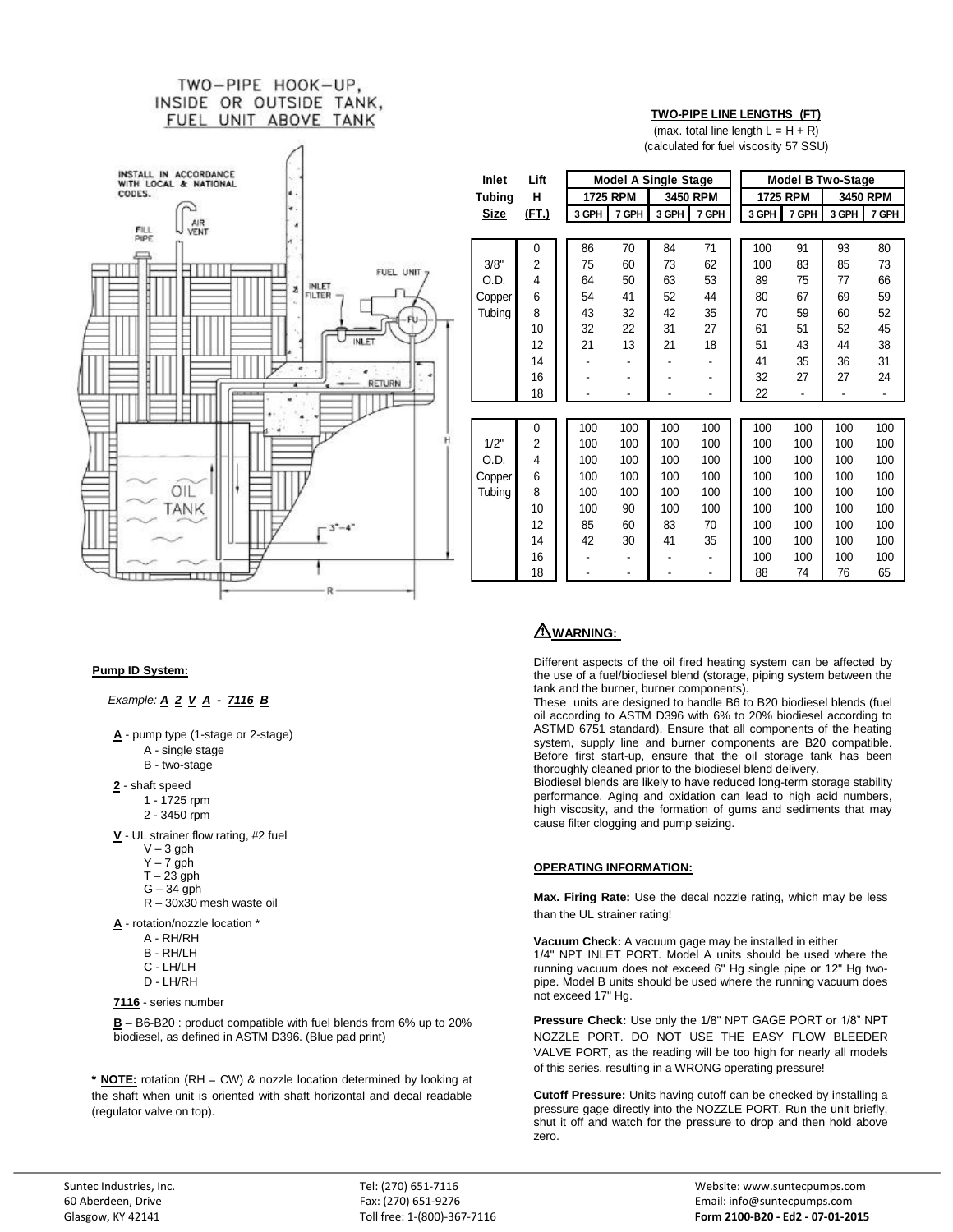TWO-PIPE HOOK-UP, INSIDE OR OUTSIDE TANK, FUEL UNIT ABOVE TANK

INSTALL IN ACCORDANCE WITH LOCAL & NATIONAL CODES.

FILL PIPE

AIR VENT

FUEL UNIT

INLET FILTER

FU

INLET

RETURN

OIL TANK

3"–4"

H

R

**TWO-PIPE LINE LENGTHS (FT)**

(max. total line length L = H + R)
(calculated for fuel viscosity 57 SSU)

| Inlet Tubing Size | Lift H (FT.) | Model A Single Stage | | | | Model B Two-Stage | | | |
|---|---|---|---|---|---|---|---|---|---|
| | | 1725 RPM | | 3450 RPM | | 1725 RPM | | 3450 RPM | |
| | | 3 GPH | 7 GPH | 3 GPH | 7 GPH | 3 GPH | 7 GPH | 3 GPH | 7 GPH |
| 3/8" O.D. Copper Tubing | 0 | 86 | 70 | 84 | 71 | 100 | 91 | 93 | 80 |
| | 2 | 75 | 60 | 73 | 62 | 100 | 83 | 85 | 73 |
| | 4 | 64 | 50 | 63 | 53 | 89 | 75 | 77 | 66 |
| | 6 | 54 | 41 | 52 | 44 | 80 | 67 | 69 | 59 |
| | 8 | 43 | 32 | 42 | 35 | 70 | 59 | 60 | 52 |
| | 10 | 32 | 22 | 31 | 27 | 61 | 51 | 52 | 45 |
| | 12 | 21 | 13 | 21 | 18 | 51 | 43 | 44 | 38 |
| | 14 | - | - | - | - | 41 | 35 | 36 | 31 |
| | 16 | - | - | - | - | 32 | 27 | 27 | 24 |
| | 18 | - | - | - | - | 22 | - | - | - |
| 1/2" O.D. Copper Tubing | 0 | 100 | 100 | 100 | 100 | 100 | 100 | 100 | 100 |
| | 2 | 100 | 100 | 100 | 100 | 100 | 100 | 100 | 100 |
| | 4 | 100 | 100 | 100 | 100 | 100 | 100 | 100 | 100 |
| | 6 | 100 | 100 | 100 | 100 | 100 | 100 | 100 | 100 |
| | 8 | 100 | 100 | 100 | 100 | 100 | 100 | 100 | 100 |
| | 10 | 100 | 90 | 100 | 100 | 100 | 100 | 100 | 100 |
| | 12 | 85 | 60 | 83 | 70 | 100 | 100 | 100 | 100 |
| | 14 | 42 | 30 | 41 | 35 | 100 | 100 | 100 | 100 |
| | 16 | - | - | - | - | 100 | 100 | 100 | 100 |
| | 18 | - | - | - | - | 88 | 74 | 76 | 65 |

**Pump ID System:**

*Example:* ***A 2 V A - 7116 B***

- **A** - pump type (1-stage or 2-stage)
  - A - single stage
  - B - two-stage
- **2** - shaft speed
  - 1 - 1725 rpm
  - 2 - 3450 rpm
- **V** - UL strainer flow rating, #2 fuel
  - V – 3 gph
  - Y – 7 gph
  - T – 23 gph
  - G – 34 gph
  - R – 30x30 mesh waste oil
- **A** - rotation/nozzle location *
  - A - RH/RH
  - B - RH/LH
  - C - LH/LH
  - D - LH/RH
- **7116** - series number
- **B** – B6-B20 : product compatible with fuel blends from 6% up to 20% biodiesel, as defined in ASTM D396. (Blue pad print)

**\* NOTE:** rotation (RH = CW) & nozzle location determined by looking at the shaft when unit is oriented with shaft horizontal and decal readable (regulator valve on top).

## ⚠ WARNING:

Different aspects of the oil fired heating system can be affected by the use of a fuel/biodiesel blend (storage, piping system between the tank and the burner, burner components).

These units are designed to handle B6 to B20 biodiesel blends (fuel oil according to ASTM D396 with 6% to 20% biodiesel according to ASTMD 6751 standard). Ensure that all components of the heating system, supply line and burner components are B20 compatible. Before first start-up, ensure that the oil storage tank has been thoroughly cleaned prior to the biodiesel blend delivery.

Biodiesel blends are likely to have reduced long-term storage stability performance. Aging and oxidation can lead to high acid numbers, high viscosity, and the formation of gums and sediments that may cause filter clogging and pump seizing.

## OPERATING INFORMATION:

**Max. Firing Rate:** Use the decal nozzle rating, which may be less than the UL strainer rating!

**Vacuum Check:** A vacuum gage may be installed in either 1/4" NPT INLET PORT. Model A units should be used where the running vacuum does not exceed 6" Hg single pipe or 12" Hg two-pipe. Model B units should be used where the running vacuum does not exceed 17" Hg.

**Pressure Check:** Use only the 1/8" NPT GAGE PORT or 1/8" NPT NOZZLE PORT. DO NOT USE THE EASY FLOW BLEEDER VALVE PORT, as the reading will be too high for nearly all models of this series, resulting in a WRONG operating pressure!

**Cutoff Pressure:** Units having cutoff can be checked by installing a pressure gage directly into the NOZZLE PORT. Run the unit briefly, shut it off and watch for the pressure to drop and then hold above zero.

Suntec Industries, Inc.
60 Aberdeen, Drive
Glasgow, KY 42141

Tel: (270) 651-7116
Fax: (270) 651-9276
Toll free: 1-(800)-367-7116

Website: www.suntecpumps.com
Email: info@suntecpumps.com
**Form 2100-B20 - Ed2 - 07-01-2015**